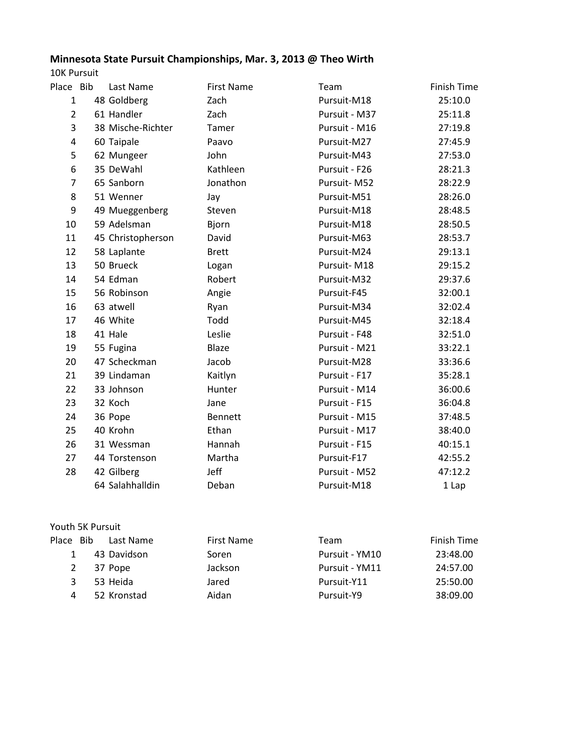**Minnesota State Pursuit Championships, Mar. 3, 2013 @ Theo Wirth**

10K Pursuit

| Place | Bib | Last Name | First Name | Team | Finish Time |
|---|---|---|---|---|---|
| 1 | 48 | Goldberg | Zach | Pursuit-M18 | 25:10.0 |
| 2 | 61 | Handler | Zach | Pursuit - M37 | 25:11.8 |
| 3 | 38 | Mische-Richter | Tamer | Pursuit - M16 | 27:19.8 |
| 4 | 60 | Taipale | Paavo | Pursuit-M27 | 27:45.9 |
| 5 | 62 | Mungeer | John | Pursuit-M43 | 27:53.0 |
| 6 | 35 | DeWahl | Kathleen | Pursuit - F26 | 28:21.3 |
| 7 | 65 | Sanborn | Jonathon | Pursuit- M52 | 28:22.9 |
| 8 | 51 | Wenner | Jay | Pursuit-M51 | 28:26.0 |
| 9 | 49 | Mueggenberg | Steven | Pursuit-M18 | 28:48.5 |
| 10 | 59 | Adelsman | Bjorn | Pursuit-M18 | 28:50.5 |
| 11 | 45 | Christopherson | David | Pursuit-M63 | 28:53.7 |
| 12 | 58 | Laplante | Brett | Pursuit-M24 | 29:13.1 |
| 13 | 50 | Brueck | Logan | Pursuit- M18 | 29:15.2 |
| 14 | 54 | Edman | Robert | Pursuit-M32 | 29:37.6 |
| 15 | 56 | Robinson | Angie | Pursuit-F45 | 32:00.1 |
| 16 | 63 | atwell | Ryan | Pursuit-M34 | 32:02.4 |
| 17 | 46 | White | Todd | Pursuit-M45 | 32:18.4 |
| 18 | 41 | Hale | Leslie | Pursuit - F48 | 32:51.0 |
| 19 | 55 | Fugina | Blaze | Pursuit - M21 | 33:22.1 |
| 20 | 47 | Scheckman | Jacob | Pursuit-M28 | 33:36.6 |
| 21 | 39 | Lindaman | Kaitlyn | Pursuit - F17 | 35:28.1 |
| 22 | 33 | Johnson | Hunter | Pursuit - M14 | 36:00.6 |
| 23 | 32 | Koch | Jane | Pursuit - F15 | 36:04.8 |
| 24 | 36 | Pope | Bennett | Pursuit - M15 | 37:48.5 |
| 25 | 40 | Krohn | Ethan | Pursuit - M17 | 38:40.0 |
| 26 | 31 | Wessman | Hannah | Pursuit - F15 | 40:15.1 |
| 27 | 44 | Torstenson | Martha | Pursuit-F17 | 42:55.2 |
| 28 | 42 | Gilberg | Jeff | Pursuit - M52 | 47:12.2 |
| | 64 | Salahhalldin | Deban | Pursuit-M18 | 1 Lap |

Youth 5K Pursuit

| Place | Bib | Last Name | First Name | Team | Finish Time |
|---|---|---|---|---|---|
| 1 | 43 | Davidson | Soren | Pursuit - YM10 | 23:48.00 |
| 2 | 37 | Pope | Jackson | Pursuit - YM11 | 24:57.00 |
| 3 | 53 | Heida | Jared | Pursuit-Y11 | 25:50.00 |
| 4 | 52 | Kronstad | Aidan | Pursuit-Y9 | 38:09.00 |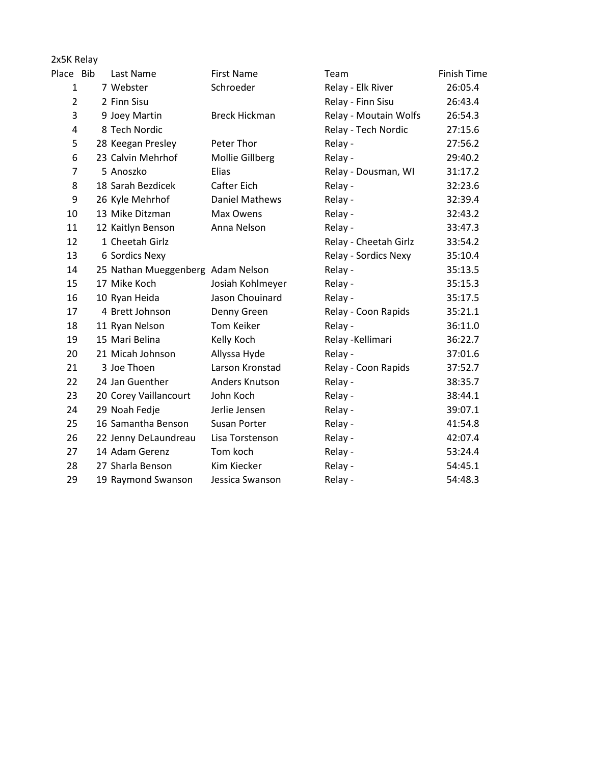2x5K Relay

| Place | Bib | Last Name | First Name | Team | Finish Time |
|---|---|---|---|---|---|
| 1 | 7 | Webster | Schroeder | Relay - Elk River | 26:05.4 |
| 2 | 2 | Finn Sisu | | Relay - Finn Sisu | 26:43.4 |
| 3 | 9 | Joey Martin | Breck Hickman | Relay - Moutain Wolfs | 26:54.3 |
| 4 | 8 | Tech Nordic | | Relay - Tech Nordic | 27:15.6 |
| 5 | 28 | Keegan Presley | Peter Thor | Relay - | 27:56.2 |
| 6 | 23 | Calvin Mehrhof | Mollie Gillberg | Relay - | 29:40.2 |
| 7 | 5 | Anoszko | Elias | Relay - Dousman, WI | 31:17.2 |
| 8 | 18 | Sarah Bezdicek | Cafter Eich | Relay - | 32:23.6 |
| 9 | 26 | Kyle Mehrhof | Daniel Mathews | Relay - | 32:39.4 |
| 10 | 13 | Mike Ditzman | Max Owens | Relay - | 32:43.2 |
| 11 | 12 | Kaitlyn Benson | Anna Nelson | Relay - | 33:47.3 |
| 12 | 1 | Cheetah Girlz | | Relay - Cheetah Girlz | 33:54.2 |
| 13 | 6 | Sordics Nexy | | Relay - Sordics Nexy | 35:10.4 |
| 14 | 25 | Nathan Mueggenberg | Adam Nelson | Relay - | 35:13.5 |
| 15 | 17 | Mike Koch | Josiah Kohlmeyer | Relay - | 35:15.3 |
| 16 | 10 | Ryan Heida | Jason Chouinard | Relay - | 35:17.5 |
| 17 | 4 | Brett Johnson | Denny Green | Relay - Coon Rapids | 35:21.1 |
| 18 | 11 | Ryan Nelson | Tom Keiker | Relay - | 36:11.0 |
| 19 | 15 | Mari Belina | Kelly Koch | Relay -Kellimari | 36:22.7 |
| 20 | 21 | Micah Johnson | Allyssa Hyde | Relay - | 37:01.6 |
| 21 | 3 | Joe Thoen | Larson Kronstad | Relay - Coon Rapids | 37:52.7 |
| 22 | 24 | Jan Guenther | Anders Knutson | Relay - | 38:35.7 |
| 23 | 20 | Corey Vaillancourt | John Koch | Relay - | 38:44.1 |
| 24 | 29 | Noah Fedje | Jerlie Jensen | Relay - | 39:07.1 |
| 25 | 16 | Samantha Benson | Susan Porter | Relay - | 41:54.8 |
| 26 | 22 | Jenny DeLaundreau | Lisa Torstenson | Relay - | 42:07.4 |
| 27 | 14 | Adam Gerenz | Tom koch | Relay - | 53:24.4 |
| 28 | 27 | Sharla Benson | Kim Kiecker | Relay - | 54:45.1 |
| 29 | 19 | Raymond Swanson | Jessica Swanson | Relay - | 54:48.3 |